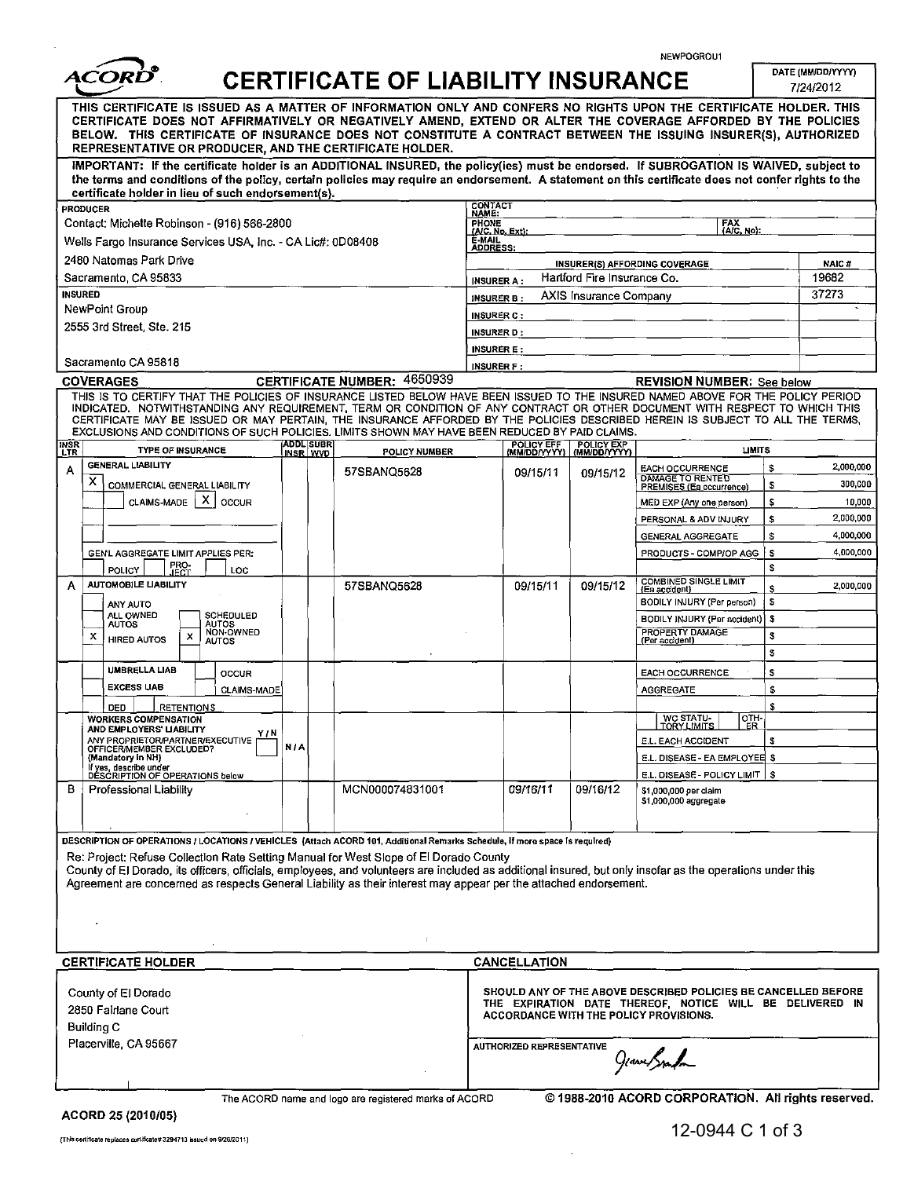NEWPOGROU1

# ACORD® CERTIFICATE OF LIABILITY INSURANCE

DATE (MM/DD/YYYY): 7/24/2012

**THIS CERTIFICATE IS ISSUED AS A MATTER OF INFORMATION ONLY AND CONFERS NO RIGHTS UPON THE CERTIFICATE HOLDER. THIS CERTIFICATE DOES NOT AFFIRMATIVELY OR NEGATIVELY AMEND, EXTEND OR ALTER THE COVERAGE AFFORDED BY THE POLICIES BELOW. THIS CERTIFICATE OF INSURANCE DOES NOT CONSTITUTE A CONTRACT BETWEEN THE ISSUING INSURER(S), AUTHORIZED REPRESENTATIVE OR PRODUCER, AND THE CERTIFICATE HOLDER.**

**IMPORTANT: If the certificate holder is an ADDITIONAL INSURED, the policy(ies) must be endorsed. If SUBROGATION IS WAIVED, subject to the terms and conditions of the policy, certain policies may require an endorsement. A statement on this certificate does not confer rights to the certificate holder in lieu of such endorsement(s).**

**PRODUCER**
Contact: Michelle Robinson - (916) 566-2800
Wells Fargo Insurance Services USA, Inc. - CA Lic#: 0D08408
2480 Natomas Park Drive
Sacramento, CA 95833

CONTACT NAME:
PHONE (A/C, No, Ext):
FAX (A/C, No):
E-MAIL ADDRESS:

**INSURED**
NewPoint Group
2555 3rd Street, Ste. 215
Sacramento CA 95818

| INSURER(S) AFFORDING COVERAGE | | NAIC # |
|---|---|---|
| INSURER A: | Hartford Fire Insurance Co. | 19682 |
| INSURER B: | AXIS Insurance Company | 37273 |
| INSURER C: | | |
| INSURER D: | | |
| INSURER E: | | |
| INSURER F: | | |

**COVERAGES** — CERTIFICATE NUMBER: 4650939 — REVISION NUMBER: See below

THIS IS TO CERTIFY THAT THE POLICIES OF INSURANCE LISTED BELOW HAVE BEEN ISSUED TO THE INSURED NAMED ABOVE FOR THE POLICY PERIOD INDICATED. NOTWITHSTANDING ANY REQUIREMENT, TERM OR CONDITION OF ANY CONTRACT OR OTHER DOCUMENT WITH RESPECT TO WHICH THIS CERTIFICATE MAY BE ISSUED OR MAY PERTAIN, THE INSURANCE AFFORDED BY THE POLICIES DESCRIBED HEREIN IS SUBJECT TO ALL THE TERMS, EXCLUSIONS AND CONDITIONS OF SUCH POLICIES. LIMITS SHOWN MAY HAVE BEEN REDUCED BY PAID CLAIMS.

| INSR LTR | TYPE OF INSURANCE | ADDL INSR | SUBR WVD | POLICY NUMBER | POLICY EFF (MM/DD/YYYY) | POLICY EXP (MM/DD/YYYY) | LIMITS | |
|---|---|---|---|---|---|---|---|---|
| A | GENERAL LIABILITY | | | 57SBANQ5628 | 09/15/11 | 09/15/12 | EACH OCCURRENCE | $ 2,000,000 |
| | X COMMERCIAL GENERAL LIABILITY | | | | | | DAMAGE TO RENTED PREMISES (Ea occurrence) | $ 300,000 |
| | CLAIMS-MADE X OCCUR | | | | | | MED EXP (Any one person) | $ 10,000 |
| | | | | | | | PERSONAL & ADV INJURY | $ 2,000,000 |
| | | | | | | | GENERAL AGGREGATE | $ 4,000,000 |
| | GEN'L AGGREGATE LIMIT APPLIES PER: POLICY / PROJECT / LOC | | | | | | PRODUCTS - COMP/OP AGG | $ 4,000,000 |
| | | | | | | | | $ |
| A | AUTOMOBILE LIABILITY | | | 57SBANQ5628 | 09/15/11 | 09/15/12 | COMBINED SINGLE LIMIT (Ea accident) | $ 2,000,000 |
| | ANY AUTO | | | | | | BODILY INJURY (Per person) | $ |
| | ALL OWNED AUTOS / SCHEDULED AUTOS | | | | | | BODILY INJURY (Per accident) | $ |
| | X HIRED AUTOS / X NON-OWNED AUTOS | | | | | | PROPERTY DAMAGE (Per accident) | $ |
| | | | | | | | | $ |
| | UMBRELLA LIAB / OCCUR | | | | | | EACH OCCURRENCE | $ |
| | EXCESS LIAB / CLAIMS-MADE | | | | | | AGGREGATE | $ |
| | DED / RETENTION $ | | | | | | | $ |
| | WORKERS COMPENSATION AND EMPLOYERS' LIABILITY Y/N; ANY PROPRIETOR/PARTNER/EXECUTIVE OFFICER/MEMBER EXCLUDED? (Mandatory in NH); If yes, describe under DESCRIPTION OF OPERATIONS below | N/A | | | | | WC STATU-TORY LIMITS / OTH-ER | |
| | | | | | | | E.L. EACH ACCIDENT | $ |
| | | | | | | | E.L. DISEASE - EA EMPLOYEE | $ |
| | | | | | | | E.L. DISEASE - POLICY LIMIT | $ |
| B | Professional Liability | | | MCN000074831001 | 09/16/11 | 09/16/12 | $1,000,000 per claim; $1,000,000 aggregate | |

**DESCRIPTION OF OPERATIONS / LOCATIONS / VEHICLES** (Attach ACORD 101, Additional Remarks Schedule, if more space is required)

Re: Project: Refuse Collection Rate Setting Manual for West Slope of El Dorado County
County of El Dorado, its officers, officials, employees, and volunteers are included as additional insured, but only insofar as the operations under this Agreement are concerned as respects General Liability as their interest may appear per the attached endorsement.

**CERTIFICATE HOLDER**

County of El Dorado
2850 Fairlane Court
Building C
Placerville, CA 95667

**CANCELLATION**

SHOULD ANY OF THE ABOVE DESCRIBED POLICIES BE CANCELLED BEFORE THE EXPIRATION DATE THEREOF, NOTICE WILL BE DELIVERED IN ACCORDANCE WITH THE POLICY PROVISIONS.

AUTHORIZED REPRESENTATIVE

The ACORD name and logo are registered marks of ACORD

© 1988-2010 ACORD CORPORATION. All rights reserved.

ACORD 25 (2010/05)

(This certificate replaces certificate# 3294713 issued on 9/26/2011)

12-0944 C 1 of 3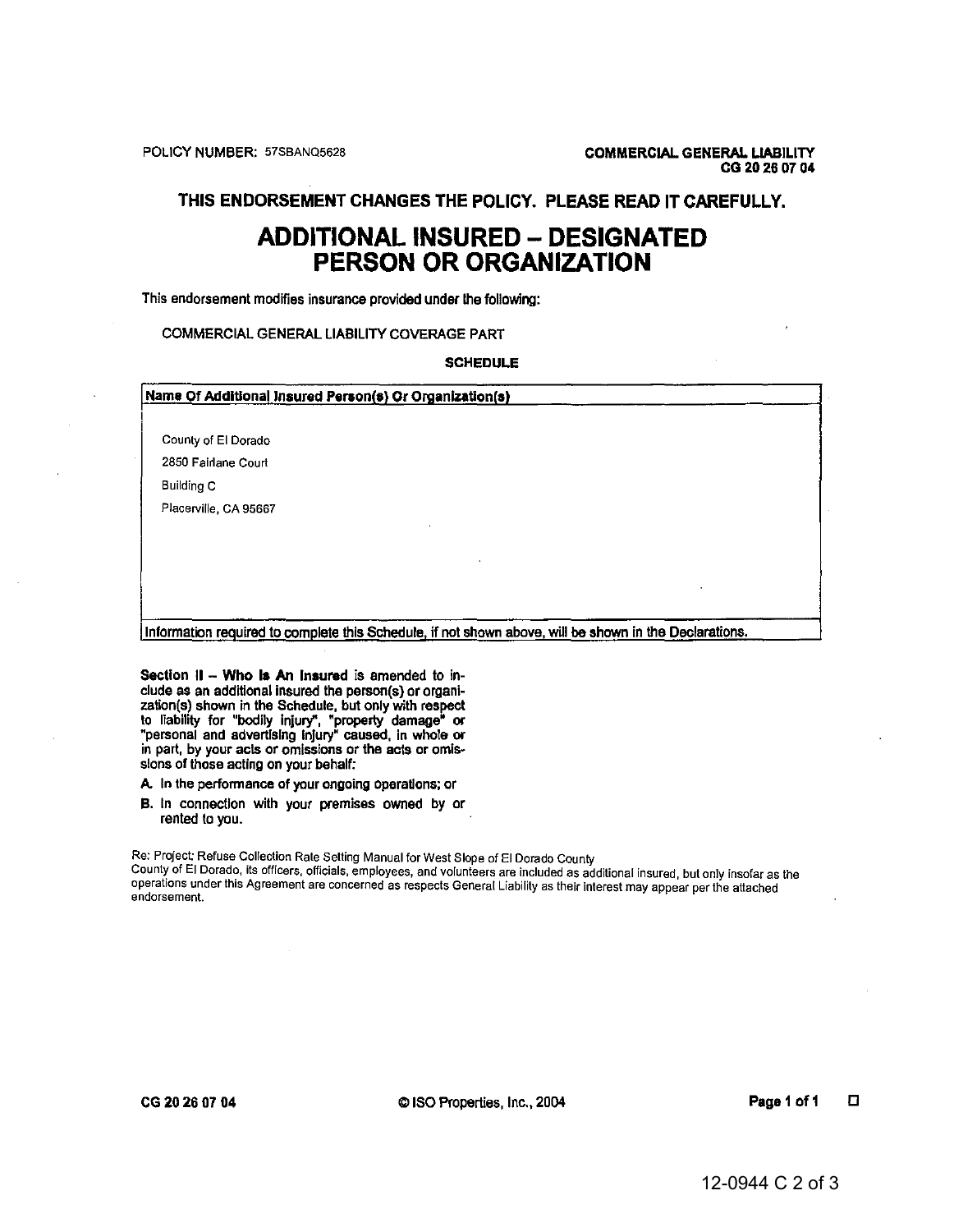POLICY NUMBER: 57SBANQ5628

**COMMERCIAL GENERAL LIABILITY**
**CG 20 26 07 04**

**THIS ENDORSEMENT CHANGES THE POLICY. PLEASE READ IT CAREFULLY.**

# ADDITIONAL INSURED – DESIGNATED PERSON OR ORGANIZATION

This endorsement modifies insurance provided under the following:

COMMERCIAL GENERAL LIABILITY COVERAGE PART

**SCHEDULE**

| **Name Of Additional Insured Person(s) Or Organization(s)** |
|---|
| County of El Dorado<br>2850 Fairlane Court<br>Building C<br>Placerville, CA 95667 |
| Information required to complete this Schedule, if not shown above, will be shown in the Declarations. |

**Section II – Who Is An Insured** is amended to include as an additional insured the person(s) or organization(s) shown in the Schedule, but only with respect to liability for "bodily injury", "property damage" or "personal and advertising injury" caused, in whole or in part, by your acts or omissions or the acts or omissions of those acting on your behalf:

**A.** In the performance of your ongoing operations; or

**B.** In connection with your premises owned by or rented to you.

Re: Project: Refuse Collection Rate Setting Manual for West Slope of El Dorado County
County of El Dorado, its officers, officials, employees, and volunteers are included as additional insured, but only insofar as the operations under this Agreement are concerned as respects General Liability as their interest may appear per the attached endorsement.

CG 20 26 07 04 © ISO Properties, Inc., 2004

12-0944 C 2 of 3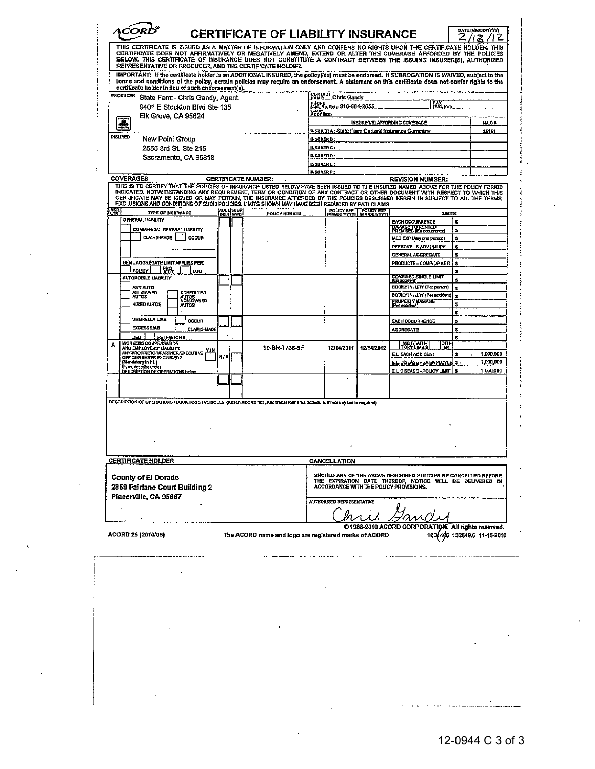# ACORD® CERTIFICATE OF LIABILITY INSURANCE

DATE (MM/DD/YYYY): 2/13/12

THIS CERTIFICATE IS ISSUED AS A MATTER OF INFORMATION ONLY AND CONFERS NO RIGHTS UPON THE CERTIFICATE HOLDER. THIS CERTIFICATE DOES NOT AFFIRMATIVELY OR NEGATIVELY AMEND, EXTEND OR ALTER THE COVERAGE AFFORDED BY THE POLICIES BELOW. THIS CERTIFICATE OF INSURANCE DOES NOT CONSTITUTE A CONTRACT BETWEEN THE ISSUING INSURER(S), AUTHORIZED REPRESENTATIVE OR PRODUCER, AND THE CERTIFICATE HOLDER.

IMPORTANT: If the certificate holder is an ADDITIONAL INSURED, the policy(ies) must be endorsed. If SUBROGATION IS WAIVED, subject to the terms and conditions of the policy, certain policies may require an endorsement. A statement on this certificate does not confer rights to the certificate holder in lieu of such endorsement(s).

| | | | |
|---|---|---|---|
| PRODUCER | State Farm- Chris Gandy, Agent<br>9401 E Stockton Blvd Ste 135<br>Elk Grove, CA 95624 | CONTACT NAME: Chris Gandy<br>PHONE (A/C, No, Ext): 916-684-2655 FAX (A/C, No):<br>E-MAIL ADDRESS: | |
| | | INSURER(S) AFFORDING COVERAGE | NAIC # |
| | | INSURER A: State Farm General Insurance Company | 25151 |
| INSURED | New Point Group<br>2555 3rd St. Ste 215<br>Sacramento, CA 95818 | INSURER B: | |
| | | INSURER C: | |
| | | INSURER D: | |
| | | INSURER E: | |
| | | INSURER F: | |

**COVERAGES** CERTIFICATE NUMBER: REVISION NUMBER:

THIS IS TO CERTIFY THAT THE POLICIES OF INSURANCE LISTED BELOW HAVE BEEN ISSUED TO THE INSURED NAMED ABOVE FOR THE POLICY PERIOD INDICATED. NOTWITHSTANDING ANY REQUIREMENT, TERM OR CONDITION OF ANY CONTRACT OR OTHER DOCUMENT WITH RESPECT TO WHICH THIS CERTIFICATE MAY BE ISSUED OR MAY PERTAIN, THE INSURANCE AFFORDED BY THE POLICIES DESCRIBED HEREIN IS SUBJECT TO ALL THE TERMS, EXCLUSIONS AND CONDITIONS OF SUCH POLICIES. LIMITS SHOWN MAY HAVE BEEN REDUCED BY PAID CLAIMS.

| INSR LTR | TYPE OF INSURANCE | ADDL INSR | SUBR WVD | POLICY NUMBER | POLICY EFF (MM/DD/YYYY) | POLICY EXP (MM/DD/YYYY) | LIMITS | |
|---|---|---|---|---|---|---|---|---|
| | GENERAL LIABILITY<br>COMMERCIAL GENERAL LIABILITY<br>CLAIMS-MADE / OCCUR<br>GEN'L AGGREGATE LIMIT APPLIES PER: POLICY / PROJECT / LOC | | | | | | EACH OCCURRENCE | $ |
| | | | | | | | DAMAGE TO RENTED PREMISES (Ea occurrence) | $ |
| | | | | | | | MED EXP (Any one person) | $ |
| | | | | | | | PERSONAL & ADV INJURY | $ |
| | | | | | | | GENERAL AGGREGATE | $ |
| | | | | | | | PRODUCTS - COMP/OP AGG | $ |
| | | | | | | | | $ |
| | AUTOMOBILE LIABILITY<br>ANY AUTO<br>ALL OWNED AUTOS / SCHEDULED AUTOS<br>HIRED AUTOS / NON-OWNED AUTOS | | | | | | COMBINED SINGLE LIMIT (Ea accident) | $ |
| | | | | | | | BODILY INJURY (Per person) | $ |
| | | | | | | | BODILY INJURY (Per accident) | $ |
| | | | | | | | PROPERTY DAMAGE (Per accident) | $ |
| | | | | | | | | $ |
| | UMBRELLA LIAB / OCCUR<br>EXCESS LIAB / CLAIMS-MADE<br>DED / RETENTION $ | | | | | | EACH OCCURRENCE | $ |
| | | | | | | | AGGREGATE | $ |
| | | | | | | | | $ |
| A | WORKERS COMPENSATION AND EMPLOYERS' LIABILITY Y/N<br>ANY PROPRIETOR/PARTNER/EXECUTIVE OFFICER/MEMBER EXCLUDED? (Mandatory in NH) N/A<br>If yes, describe under DESCRIPTION OF OPERATIONS below | | | 90-BR-T736-5F | 12/14/2011 | 12/14/2012 | WC STATUTORY LIMITS / OTHER | |
| | | | | | | | E.L. EACH ACCIDENT | $ 1,000,000 |
| | | | | | | | E.L. DISEASE - EA EMPLOYEE | $ 1,000,000 |
| | | | | | | | E.L. DISEASE - POLICY LIMIT | $ 1,000,000 |
| | | | | | | | | |

DESCRIPTION OF OPERATIONS / LOCATIONS / VEHICLES (Attach ACORD 101, Additional Remarks Schedule, if more space is required)

| CERTIFICATE HOLDER | CANCELLATION |
|---|---|
| County of El Dorado<br>2850 Fairlane Court Building 2<br>Placerville, CA 95667 | SHOULD ANY OF THE ABOVE DESCRIBED POLICIES BE CANCELLED BEFORE THE EXPIRATION DATE THEREOF, NOTICE WILL BE DELIVERED IN ACCORDANCE WITH THE POLICY PROVISIONS.<br><br>AUTHORIZED REPRESENTATIVE<br>Chris Gandy |

© 1988-2010 ACORD CORPORATION. All rights reserved.

ACORD 25 (2010/05) The ACORD name and logo are registered marks of ACORD 1004495 132849.6 11-15-2010

12-0944 C 3 of 3